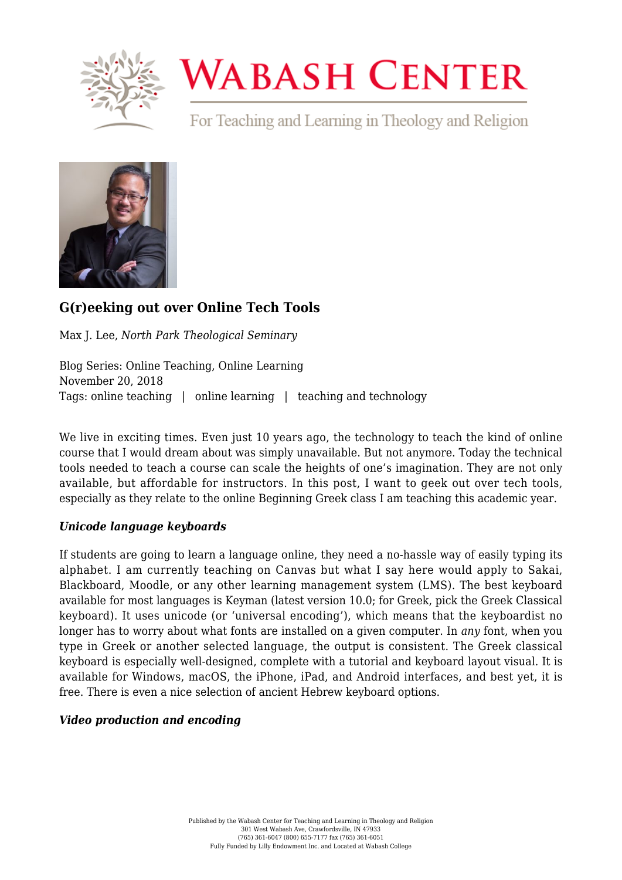# G(r)eeking out over Online Tech Tools

Max J. Lee, *North Park Theological Seminary*

Blog Series: Online Teaching, Online Learning
November 20, 2018
Tags: online teaching | online learning | teaching and technology

We live in exciting times. Even just 10 years ago, the technology to teach the kind of online course that I would dream about was simply unavailable. But not anymore. Today the technical tools needed to teach a course can scale the heights of one's imagination. They are not only available, but affordable for instructors. In this post, I want to geek out over tech tools, especially as they relate to the online Beginning Greek class I am teaching this academic year.

### *Unicode language keyboards*

If students are going to learn a language online, they need a no-hassle way of easily typing its alphabet. I am currently teaching on Canvas but what I say here would apply to Sakai, Blackboard, Moodle, or any other learning management system (LMS). The best keyboard available for most languages is Keyman (latest version 10.0; for Greek, pick the Greek Classical keyboard). It uses unicode (or 'universal encoding'), which means that the keyboardist no longer has to worry about what fonts are installed on a given computer. In *any* font, when you type in Greek or another selected language, the output is consistent. The Greek classical keyboard is especially well-designed, complete with a tutorial and keyboard layout visual. It is available for Windows, macOS, the iPhone, iPad, and Android interfaces, and best yet, it is free. There is even a nice selection of ancient Hebrew keyboard options.

### *Video production and encoding*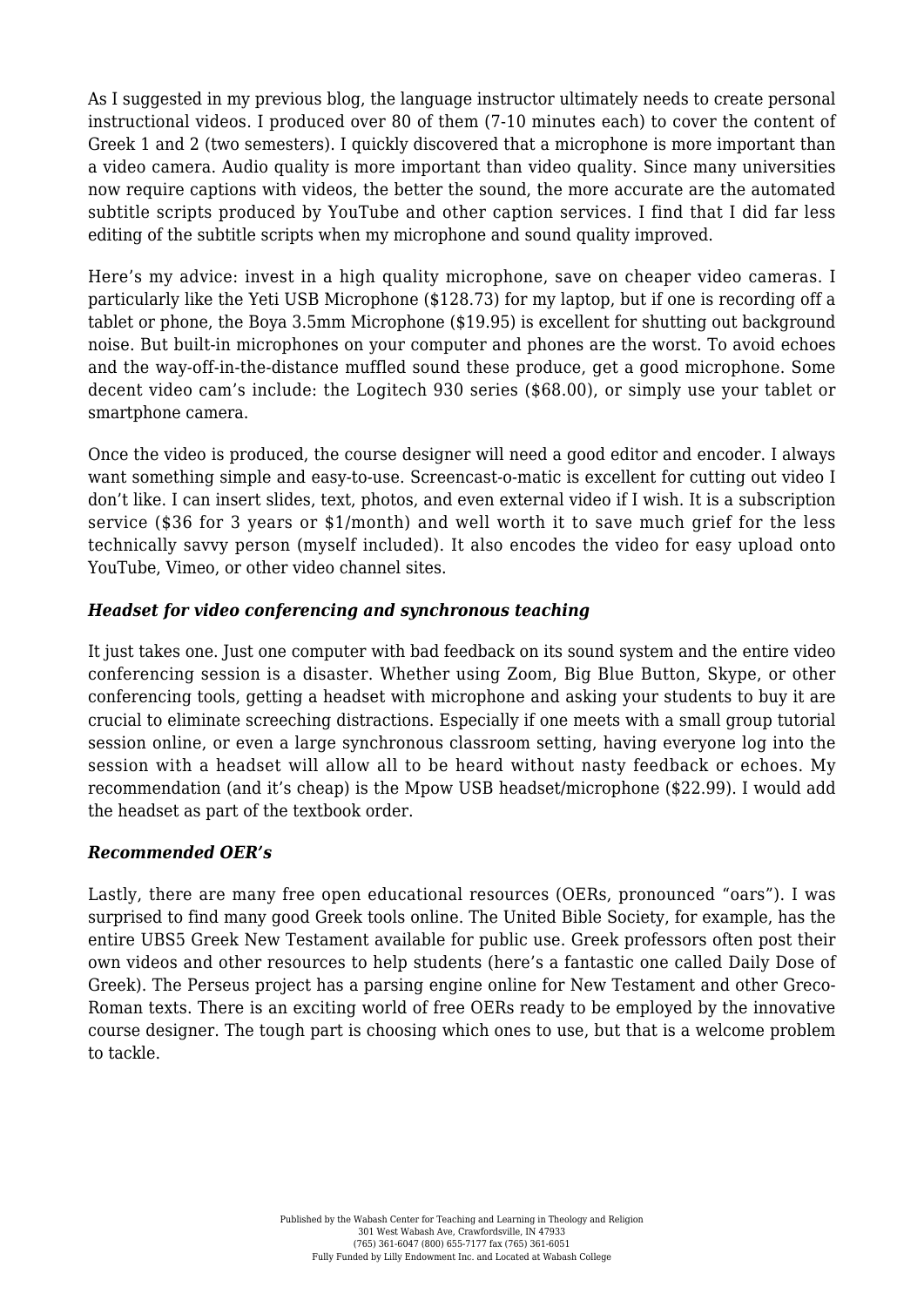As I suggested in my previous blog, the language instructor ultimately needs to create personal instructional videos. I produced over 80 of them (7-10 minutes each) to cover the content of Greek 1 and 2 (two semesters). I quickly discovered that a microphone is more important than a video camera. Audio quality is more important than video quality. Since many universities now require captions with videos, the better the sound, the more accurate are the automated subtitle scripts produced by YouTube and other caption services. I find that I did far less editing of the subtitle scripts when my microphone and sound quality improved.

Here's my advice: invest in a high quality microphone, save on cheaper video cameras. I particularly like the Yeti USB Microphone ($128.73) for my laptop, but if one is recording off a tablet or phone, the Boya 3.5mm Microphone ($19.95) is excellent for shutting out background noise. But built-in microphones on your computer and phones are the worst. To avoid echoes and the way-off-in-the-distance muffled sound these produce, get a good microphone. Some decent video cam's include: the Logitech 930 series ($68.00), or simply use your tablet or smartphone camera.

Once the video is produced, the course designer will need a good editor and encoder. I always want something simple and easy-to-use. Screencast-o-matic is excellent for cutting out video I don't like. I can insert slides, text, photos, and even external video if I wish. It is a subscription service ($36 for 3 years or $1/month) and well worth it to save much grief for the less technically savvy person (myself included). It also encodes the video for easy upload onto YouTube, Vimeo, or other video channel sites.

### ***Headset for video conferencing and synchronous teaching***

It just takes one. Just one computer with bad feedback on its sound system and the entire video conferencing session is a disaster. Whether using Zoom, Big Blue Button, Skype, or other conferencing tools, getting a headset with microphone and asking your students to buy it are crucial to eliminate screeching distractions. Especially if one meets with a small group tutorial session online, or even a large synchronous classroom setting, having everyone log into the session with a headset will allow all to be heard without nasty feedback or echoes. My recommendation (and it's cheap) is the Mpow USB headset/microphone ($22.99). I would add the headset as part of the textbook order.

### ***Recommended OER's***

Lastly, there are many free open educational resources (OERs, pronounced "oars"). I was surprised to find many good Greek tools online. The United Bible Society, for example, has the entire UBS5 Greek New Testament available for public use. Greek professors often post their own videos and other resources to help students (here's a fantastic one called Daily Dose of Greek). The Perseus project has a parsing engine online for New Testament and other Greco-Roman texts. There is an exciting world of free OERs ready to be employed by the innovative course designer. The tough part is choosing which ones to use, but that is a welcome problem to tackle.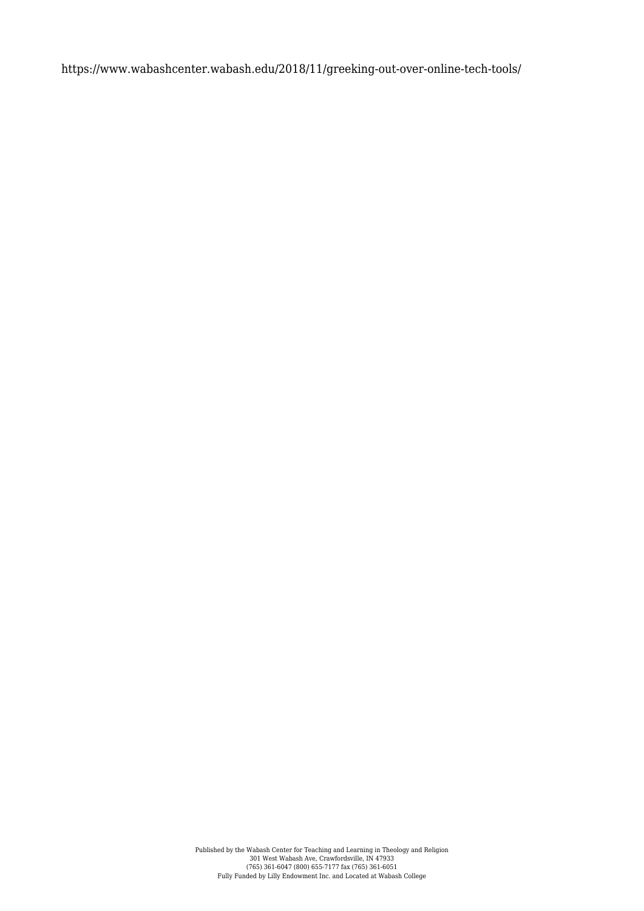https://www.wabashcenter.wabash.edu/2018/11/greeking-out-over-online-tech-tools/